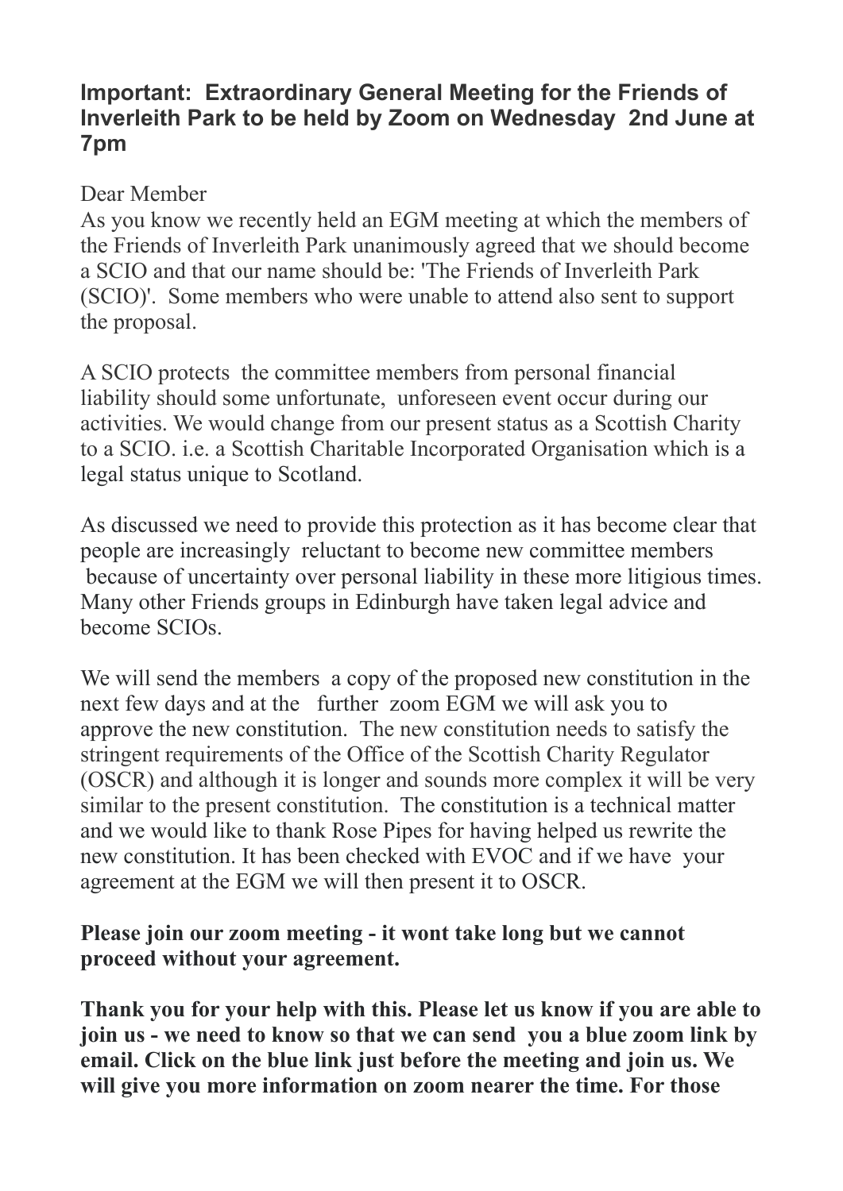## Important: Extraordinary General Meeting for the Friends of Inverleith Park to be held by Zoom on Wednesday 2nd June at 7pm

Dear Member
As you know we recently held an EGM meeting at which the members of the Friends of Inverleith Park unanimously agreed that we should become a SCIO and that our name should be: 'The Friends of Inverleith Park (SCIO)'. Some members who were unable to attend also sent to support the proposal.

A SCIO protects the committee members from personal financial liability should some unfortunate, unforeseen event occur during our activities. We would change from our present status as a Scottish Charity to a SCIO. i.e. a Scottish Charitable Incorporated Organisation which is a legal status unique to Scotland.

As discussed we need to provide this protection as it has become clear that people are increasingly reluctant to become new committee members because of uncertainty over personal liability in these more litigious times. Many other Friends groups in Edinburgh have taken legal advice and become SCIOs.

We will send the members a copy of the proposed new constitution in the next few days and at the further zoom EGM we will ask you to approve the new constitution. The new constitution needs to satisfy the stringent requirements of the Office of the Scottish Charity Regulator (OSCR) and although it is longer and sounds more complex it will be very similar to the present constitution. The constitution is a technical matter and we would like to thank Rose Pipes for having helped us rewrite the new constitution. It has been checked with EVOC and if we have your agreement at the EGM we will then present it to OSCR.

**Please join our zoom meeting - it wont take long but we cannot proceed without your agreement.**

**Thank you for your help with this. Please let us know if you are able to join us - we need to know so that we can send you a blue zoom link by email. Click on the blue link just before the meeting and join us. We will give you more information on zoom nearer the time. For those**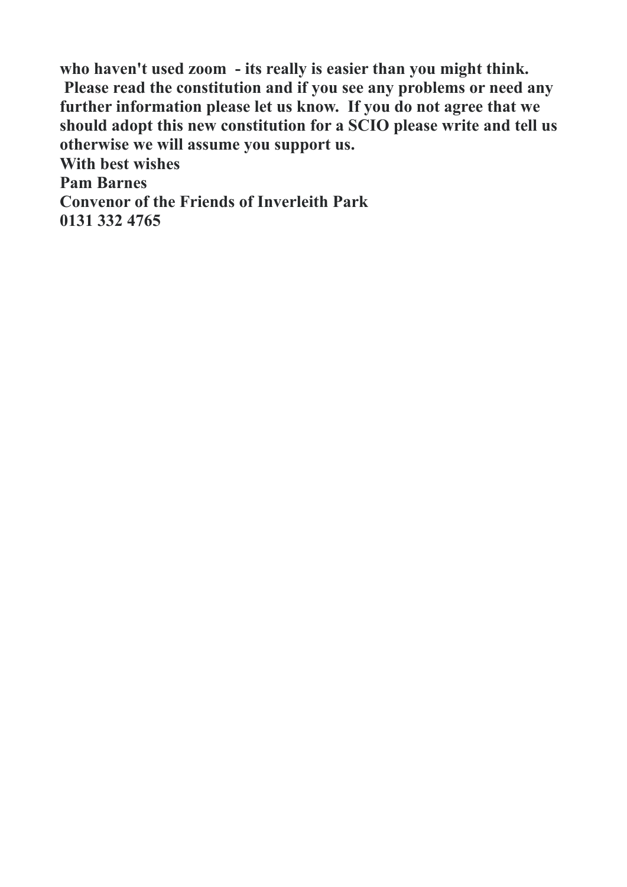**who haven't used zoom - its really is easier than you might think.**
**Please read the constitution and if you see any problems or need any further information please let us know. If you do not agree that we should adopt this new constitution for a SCIO please write and tell us otherwise we will assume you support us.**
**With best wishes**
**Pam Barnes**
**Convenor of the Friends of Inverleith Park**
**0131 332 4765**